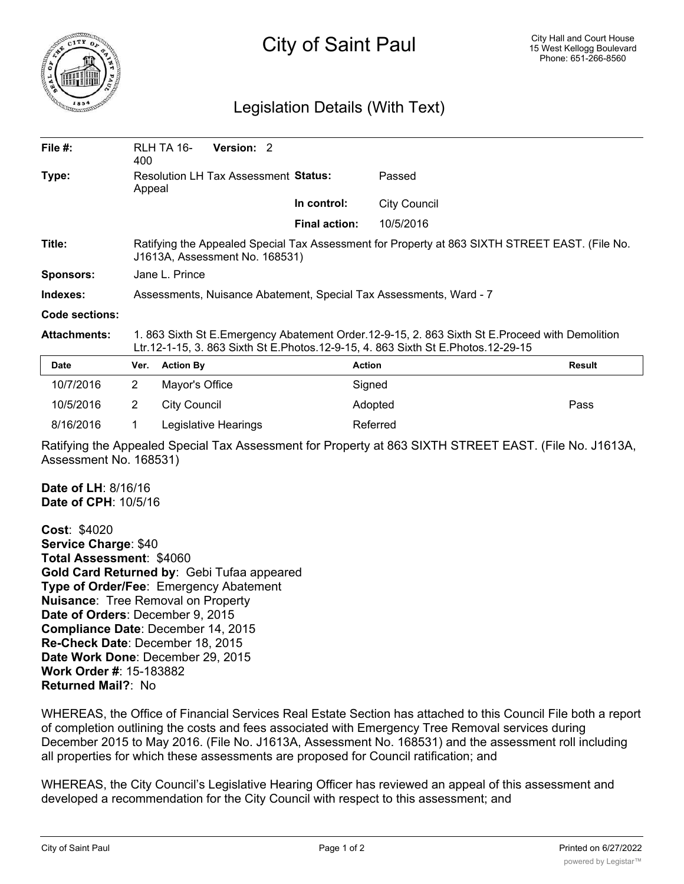# City of Saint Paul

City Hall and Court House
15 West Kellogg Boulevard
Phone: 651-266-8560

## Legislation Details (With Text)

| | | | |
|---|---|---|---|
| **File #:** | RLH TA 16-400 **Version:** 2 | | |
| **Type:** | Resolution LH Tax Assessment Appeal | **Status:** | Passed |
| | | **In control:** | City Council |
| | | **Final action:** | 10/5/2016 |
| **Title:** | Ratifying the Appealed Special Tax Assessment for Property at 863 SIXTH STREET EAST. (File No. J1613A, Assessment No. 168531) | | |
| **Sponsors:** | Jane L. Prince | | |
| **Indexes:** | Assessments, Nuisance Abatement, Special Tax Assessments, Ward - 7 | | |
| **Code sections:** | | | |
| **Attachments:** | 1. 863 Sixth St E.Emergency Abatement Order.12-9-15, 2. 863 Sixth St E.Proceed with Demolition Ltr.12-1-15, 3. 863 Sixth St E.Photos.12-9-15, 4. 863 Sixth St E.Photos.12-29-15 | | |

| Date | Ver. | Action By | Action | Result |
|---|---|---|---|---|
| 10/7/2016 | 2 | Mayor's Office | Signed | |
| 10/5/2016 | 2 | City Council | Adopted | Pass |
| 8/16/2016 | 1 | Legislative Hearings | Referred | |

Ratifying the Appealed Special Tax Assessment for Property at 863 SIXTH STREET EAST. (File No. J1613A, Assessment No. 168531)

**Date of LH**: 8/16/16
**Date of CPH**: 10/5/16

**Cost**: $4020
**Service Charge**: $40
**Total Assessment**: $4060
**Gold Card Returned by**: Gebi Tufaa appeared
**Type of Order/Fee**: Emergency Abatement
**Nuisance**: Tree Removal on Property
**Date of Orders**: December 9, 2015
**Compliance Date**: December 14, 2015
**Re-Check Date**: December 18, 2015
**Date Work Done**: December 29, 2015
**Work Order #**: 15-183882
**Returned Mail?**: No

WHEREAS, the Office of Financial Services Real Estate Section has attached to this Council File both a report of completion outlining the costs and fees associated with Emergency Tree Removal services during December 2015 to May 2016. (File No. J1613A, Assessment No. 168531) and the assessment roll including all properties for which these assessments are proposed for Council ratification; and

WHEREAS, the City Council's Legislative Hearing Officer has reviewed an appeal of this assessment and developed a recommendation for the City Council with respect to this assessment; and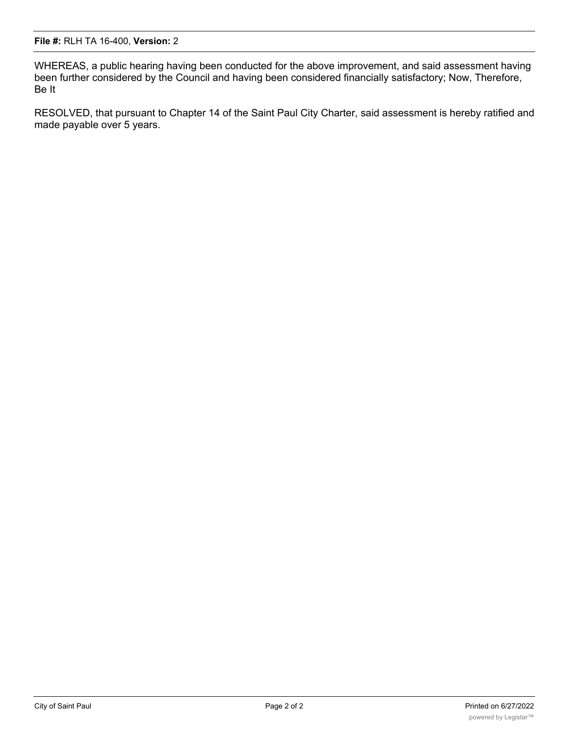WHEREAS, a public hearing having been conducted for the above improvement, and said assessment having been further considered by the Council and having been considered financially satisfactory; Now, Therefore, Be It

RESOLVED, that pursuant to Chapter 14 of the Saint Paul City Charter, said assessment is hereby ratified and made payable over 5 years.